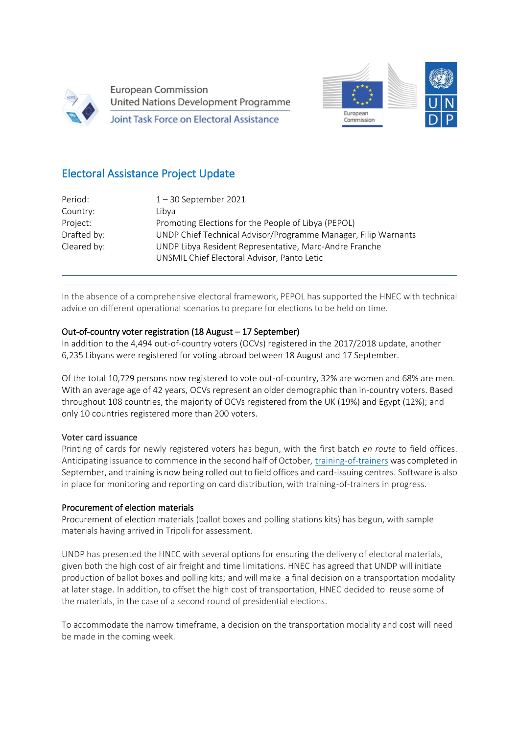European Commission
United Nations Development Programme
Joint Task Force on Electoral Assistance

## Electoral Assistance Project Update

| | |
|---|---|
| Period: | 1 – 30 September 2021 |
| Country: | Libya |
| Project: | Promoting Elections for the People of Libya (PEPOL) |
| Drafted by: | UNDP Chief Technical Advisor/Programme Manager, Filip Warnants |
| Cleared by: | UNDP Libya Resident Representative, Marc-Andre Franche<br>UNSMIL Chief Electoral Advisor, Panto Letic |

In the absence of a comprehensive electoral framework, PEPOL has supported the HNEC with technical advice on different operational scenarios to prepare for elections to be held on time.

### Out-of-country voter registration (18 August – 17 September)

In addition to the 4,494 out-of-country voters (OCVs) registered in the 2017/2018 update, another 6,235 Libyans were registered for voting abroad between 18 August and 17 September.

Of the total 10,729 persons now registered to vote out-of-country, 32% are women and 68% are men. With an average age of 42 years, OCVs represent an older demographic than in-country voters. Based throughout 108 countries, the majority of OCVs registered from the UK (19%) and Egypt (12%); and only 10 countries registered more than 200 voters.

### Voter card issuance

Printing of cards for newly registered voters has begun, with the first batch *en route* to field offices. Anticipating issuance to commence in the second half of October, training-of-trainers was completed in September, and training is now being rolled out to field offices and card-issuing centres. Software is also in place for monitoring and reporting on card distribution, with training-of-trainers in progress.

### Procurement of election materials

Procurement of election materials (ballot boxes and polling stations kits) has begun, with sample materials having arrived in Tripoli for assessment.

UNDP has presented the HNEC with several options for ensuring the delivery of electoral materials, given both the high cost of air freight and time limitations. HNEC has agreed that UNDP will initiate production of ballot boxes and polling kits; and will make a final decision on a transportation modality at later stage. In addition, to offset the high cost of transportation, HNEC decided to reuse some of the materials, in the case of a second round of presidential elections.

To accommodate the narrow timeframe, a decision on the transportation modality and cost will need be made in the coming week.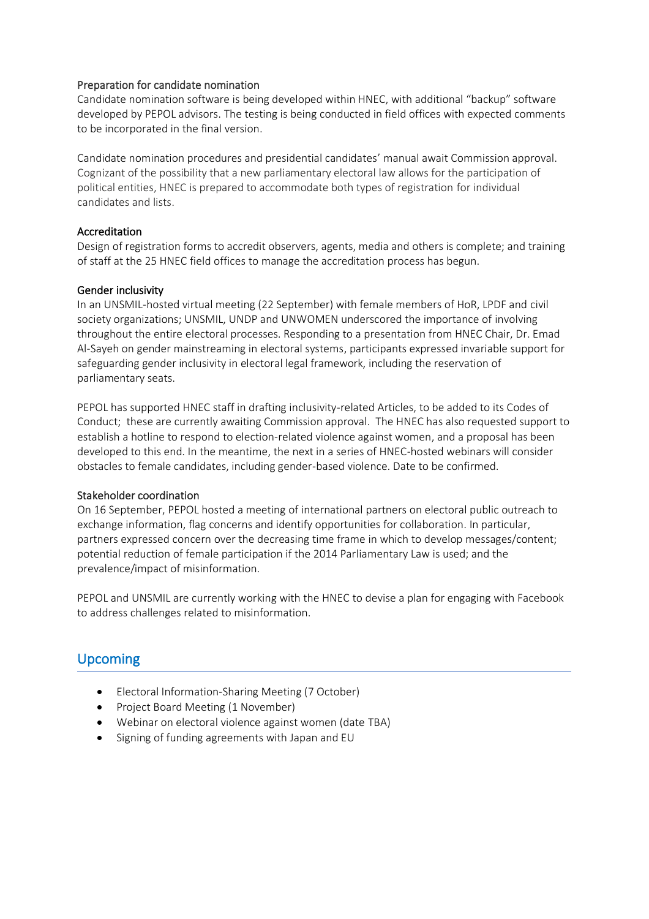### Preparation for candidate nomination

Candidate nomination software is being developed within HNEC, with additional "backup" software developed by PEPOL advisors. The testing is being conducted in field offices with expected comments to be incorporated in the final version.

Candidate nomination procedures and presidential candidates' manual await Commission approval. Cognizant of the possibility that a new parliamentary electoral law allows for the participation of political entities, HNEC is prepared to accommodate both types of registration for individual candidates and lists.

### Accreditation

Design of registration forms to accredit observers, agents, media and others is complete; and training of staff at the 25 HNEC field offices to manage the accreditation process has begun.

### Gender inclusivity

In an UNSMIL-hosted virtual meeting (22 September) with female members of HoR, LPDF and civil society organizations; UNSMIL, UNDP and UNWOMEN underscored the importance of involving throughout the entire electoral processes. Responding to a presentation from HNEC Chair, Dr. Emad Al-Sayeh on gender mainstreaming in electoral systems, participants expressed invariable support for safeguarding gender inclusivity in electoral legal framework, including the reservation of parliamentary seats.

PEPOL has supported HNEC staff in drafting inclusivity-related Articles, to be added to its Codes of Conduct; these are currently awaiting Commission approval. The HNEC has also requested support to establish a hotline to respond to election-related violence against women, and a proposal has been developed to this end. In the meantime, the next in a series of HNEC-hosted webinars will consider obstacles to female candidates, including gender-based violence. Date to be confirmed.

### Stakeholder coordination

On 16 September, PEPOL hosted a meeting of international partners on electoral public outreach to exchange information, flag concerns and identify opportunities for collaboration. In particular, partners expressed concern over the decreasing time frame in which to develop messages/content; potential reduction of female participation if the 2014 Parliamentary Law is used; and the prevalence/impact of misinformation.

PEPOL and UNSMIL are currently working with the HNEC to devise a plan for engaging with Facebook to address challenges related to misinformation.

## Upcoming

- Electoral Information-Sharing Meeting (7 October)
- Project Board Meeting (1 November)
- Webinar on electoral violence against women (date TBA)
- Signing of funding agreements with Japan and EU